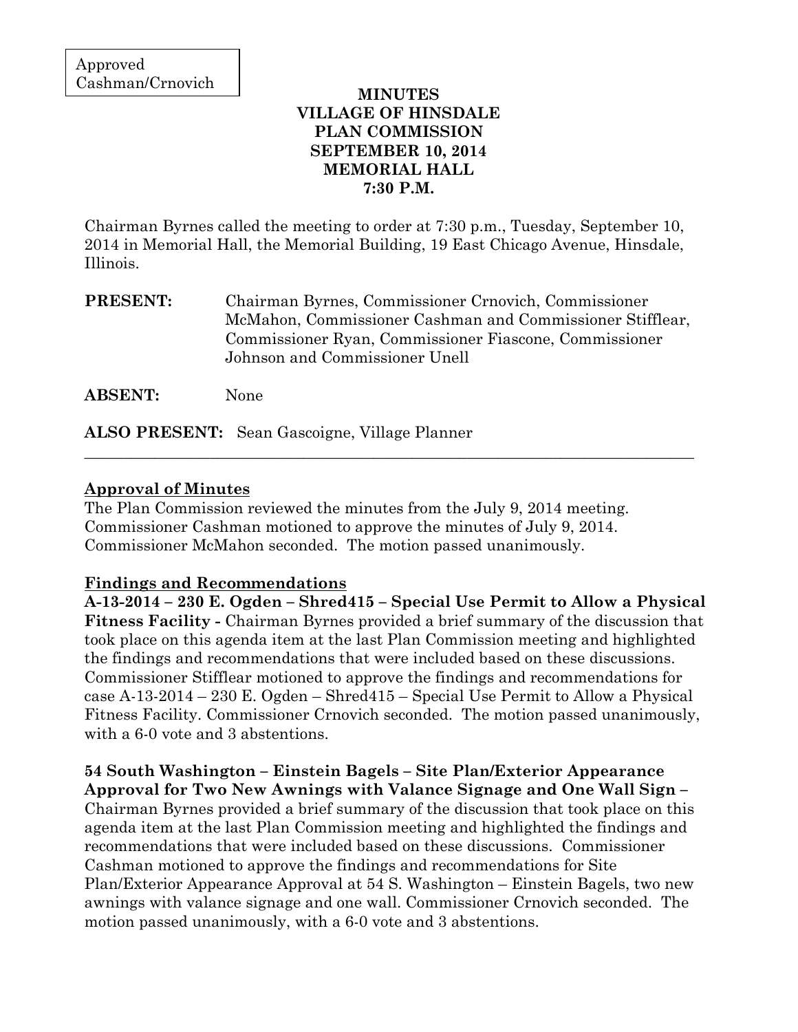Approved
Cashman/Crnovich

# MINUTES
# VILLAGE OF HINSDALE
# PLAN COMMISSION
# SEPTEMBER 10, 2014
# MEMORIAL HALL
# 7:30 P.M.

Chairman Byrnes called the meeting to order at 7:30 p.m., Tuesday, September 10, 2014 in Memorial Hall, the Memorial Building, 19 East Chicago Avenue, Hinsdale, Illinois.

**PRESENT:** Chairman Byrnes, Commissioner Crnovich, Commissioner McMahon, Commissioner Cashman and Commissioner Stifflear, Commissioner Ryan, Commissioner Fiascone, Commissioner Johnson and Commissioner Unell

**ABSENT:** None

**ALSO PRESENT:** Sean Gascoigne, Village Planner

---

## Approval of Minutes

The Plan Commission reviewed the minutes from the July 9, 2014 meeting. Commissioner Cashman motioned to approve the minutes of July 9, 2014. Commissioner McMahon seconded. The motion passed unanimously.

## Findings and Recommendations

**A-13-2014 – 230 E. Ogden – Shred415 – Special Use Permit to Allow a Physical Fitness Facility -** Chairman Byrnes provided a brief summary of the discussion that took place on this agenda item at the last Plan Commission meeting and highlighted the findings and recommendations that were included based on these discussions. Commissioner Stifflear motioned to approve the findings and recommendations for case A-13-2014 – 230 E. Ogden – Shred415 – Special Use Permit to Allow a Physical Fitness Facility. Commissioner Crnovich seconded. The motion passed unanimously, with a 6-0 vote and 3 abstentions.

**54 South Washington – Einstein Bagels – Site Plan/Exterior Appearance Approval for Two New Awnings with Valance Signage and One Wall Sign –** Chairman Byrnes provided a brief summary of the discussion that took place on this agenda item at the last Plan Commission meeting and highlighted the findings and recommendations that were included based on these discussions. Commissioner Cashman motioned to approve the findings and recommendations for Site Plan/Exterior Appearance Approval at 54 S. Washington – Einstein Bagels, two new awnings with valance signage and one wall. Commissioner Crnovich seconded. The motion passed unanimously, with a 6-0 vote and 3 abstentions.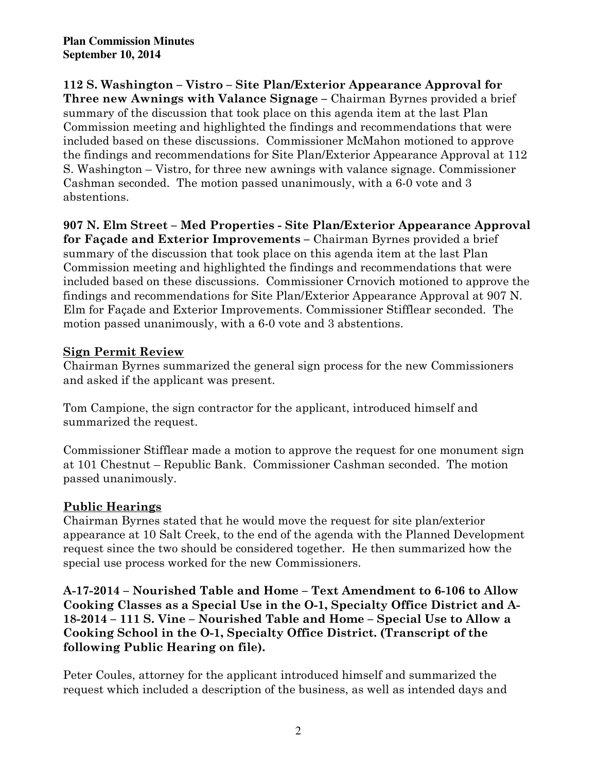**112 S. Washington – Vistro – Site Plan/Exterior Appearance Approval for Three new Awnings with Valance Signage –** Chairman Byrnes provided a brief summary of the discussion that took place on this agenda item at the last Plan Commission meeting and highlighted the findings and recommendations that were included based on these discussions. Commissioner McMahon motioned to approve the findings and recommendations for Site Plan/Exterior Appearance Approval at 112 S. Washington – Vistro, for three new awnings with valance signage. Commissioner Cashman seconded. The motion passed unanimously, with a 6-0 vote and 3 abstentions.

**907 N. Elm Street – Med Properties - Site Plan/Exterior Appearance Approval for Façade and Exterior Improvements –** Chairman Byrnes provided a brief summary of the discussion that took place on this agenda item at the last Plan Commission meeting and highlighted the findings and recommendations that were included based on these discussions. Commissioner Crnovich motioned to approve the findings and recommendations for Site Plan/Exterior Appearance Approval at 907 N. Elm for Façade and Exterior Improvements. Commissioner Stifflear seconded. The motion passed unanimously, with a 6-0 vote and 3 abstentions.

## Sign Permit Review

Chairman Byrnes summarized the general sign process for the new Commissioners and asked if the applicant was present.

Tom Campione, the sign contractor for the applicant, introduced himself and summarized the request.

Commissioner Stifflear made a motion to approve the request for one monument sign at 101 Chestnut – Republic Bank. Commissioner Cashman seconded. The motion passed unanimously.

## Public Hearings

Chairman Byrnes stated that he would move the request for site plan/exterior appearance at 10 Salt Creek, to the end of the agenda with the Planned Development request since the two should be considered together. He then summarized how the special use process worked for the new Commissioners.

**A-17-2014 – Nourished Table and Home – Text Amendment to 6-106 to Allow Cooking Classes as a Special Use in the O-1, Specialty Office District and A-18-2014 – 111 S. Vine – Nourished Table and Home – Special Use to Allow a Cooking School in the O-1, Specialty Office District. (Transcript of the following Public Hearing on file).**

Peter Coules, attorney for the applicant introduced himself and summarized the request which included a description of the business, as well as intended days and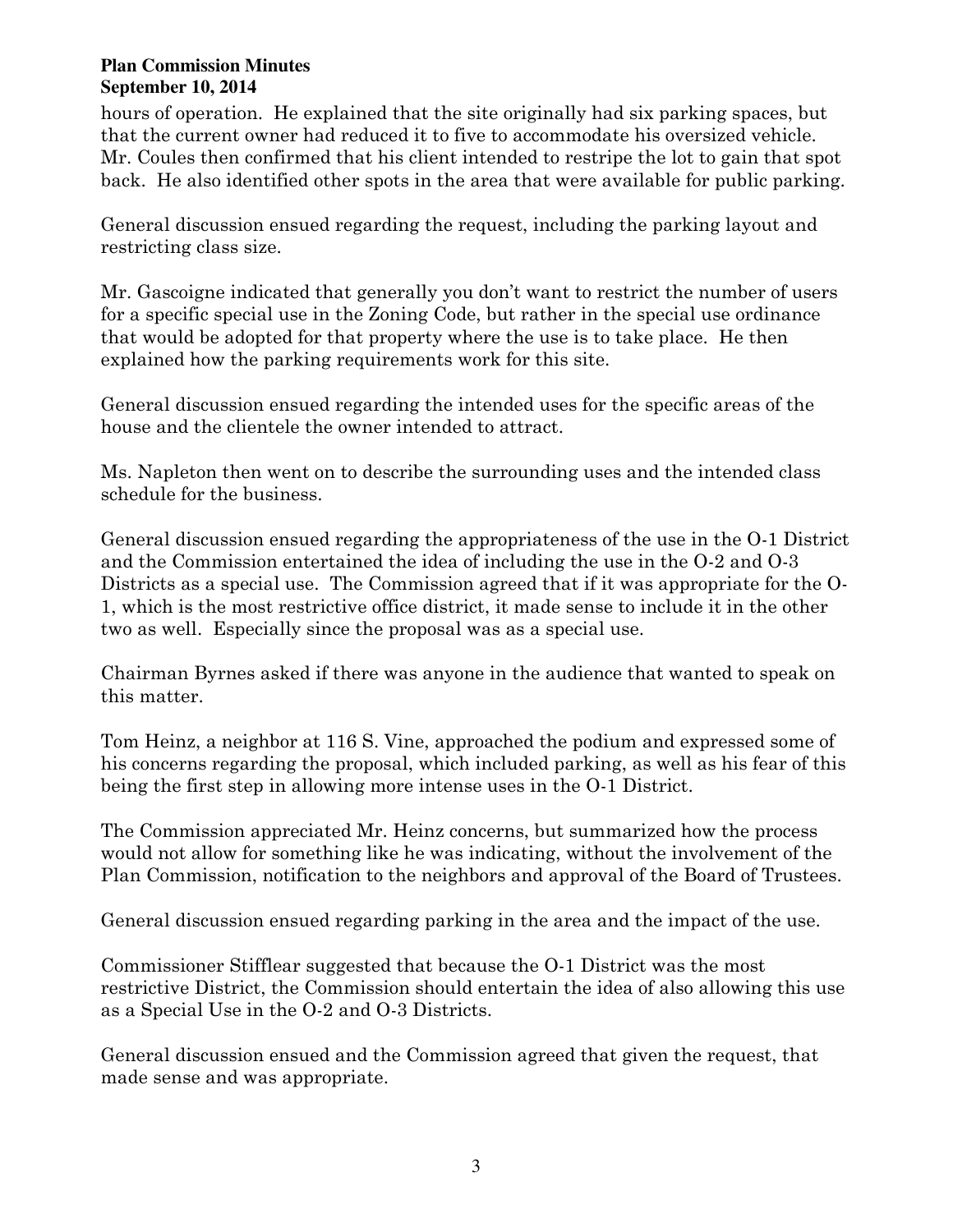hours of operation. He explained that the site originally had six parking spaces, but that the current owner had reduced it to five to accommodate his oversized vehicle. Mr. Coules then confirmed that his client intended to restripe the lot to gain that spot back. He also identified other spots in the area that were available for public parking.

General discussion ensued regarding the request, including the parking layout and restricting class size.

Mr. Gascoigne indicated that generally you don't want to restrict the number of users for a specific special use in the Zoning Code, but rather in the special use ordinance that would be adopted for that property where the use is to take place. He then explained how the parking requirements work for this site.

General discussion ensued regarding the intended uses for the specific areas of the house and the clientele the owner intended to attract.

Ms. Napleton then went on to describe the surrounding uses and the intended class schedule for the business.

General discussion ensued regarding the appropriateness of the use in the O-1 District and the Commission entertained the idea of including the use in the O-2 and O-3 Districts as a special use. The Commission agreed that if it was appropriate for the O-1, which is the most restrictive office district, it made sense to include it in the other two as well. Especially since the proposal was as a special use.

Chairman Byrnes asked if there was anyone in the audience that wanted to speak on this matter.

Tom Heinz, a neighbor at 116 S. Vine, approached the podium and expressed some of his concerns regarding the proposal, which included parking, as well as his fear of this being the first step in allowing more intense uses in the O-1 District.

The Commission appreciated Mr. Heinz concerns, but summarized how the process would not allow for something like he was indicating, without the involvement of the Plan Commission, notification to the neighbors and approval of the Board of Trustees.

General discussion ensued regarding parking in the area and the impact of the use.

Commissioner Stifflear suggested that because the O-1 District was the most restrictive District, the Commission should entertain the idea of also allowing this use as a Special Use in the O-2 and O-3 Districts.

General discussion ensued and the Commission agreed that given the request, that made sense and was appropriate.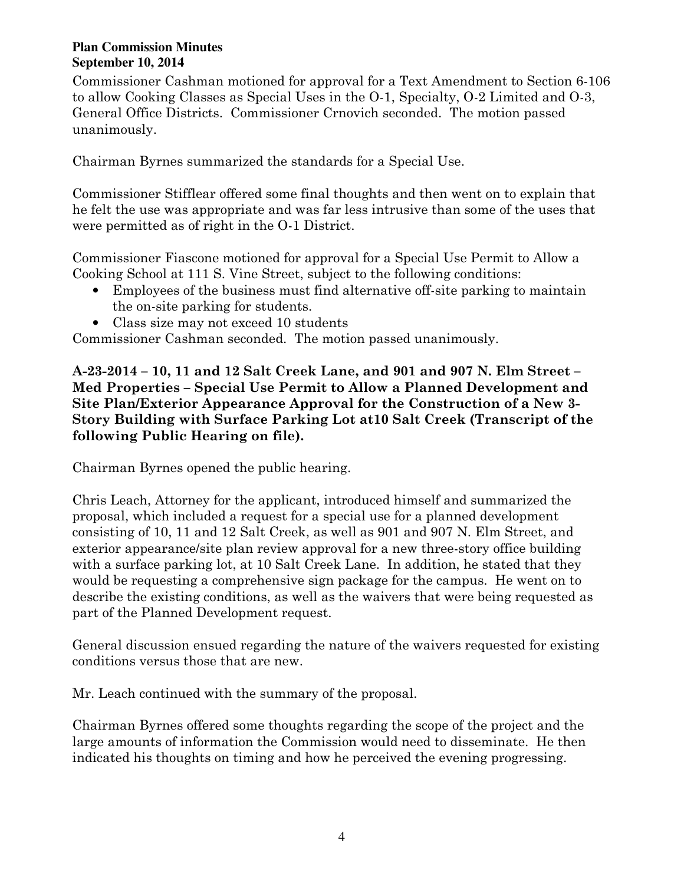Commissioner Cashman motioned for approval for a Text Amendment to Section 6-106 to allow Cooking Classes as Special Uses in the O-1, Specialty, O-2 Limited and O-3, General Office Districts. Commissioner Crnovich seconded. The motion passed unanimously.

Chairman Byrnes summarized the standards for a Special Use.

Commissioner Stifflear offered some final thoughts and then went on to explain that he felt the use was appropriate and was far less intrusive than some of the uses that were permitted as of right in the O-1 District.

Commissioner Fiascone motioned for approval for a Special Use Permit to Allow a Cooking School at 111 S. Vine Street, subject to the following conditions:

- Employees of the business must find alternative off-site parking to maintain the on-site parking for students.
- Class size may not exceed 10 students

Commissioner Cashman seconded. The motion passed unanimously.

**A-23-2014 – 10, 11 and 12 Salt Creek Lane, and 901 and 907 N. Elm Street – Med Properties – Special Use Permit to Allow a Planned Development and Site Plan/Exterior Appearance Approval for the Construction of a New 3-Story Building with Surface Parking Lot at10 Salt Creek (Transcript of the following Public Hearing on file).**

Chairman Byrnes opened the public hearing.

Chris Leach, Attorney for the applicant, introduced himself and summarized the proposal, which included a request for a special use for a planned development consisting of 10, 11 and 12 Salt Creek, as well as 901 and 907 N. Elm Street, and exterior appearance/site plan review approval for a new three-story office building with a surface parking lot, at 10 Salt Creek Lane. In addition, he stated that they would be requesting a comprehensive sign package for the campus. He went on to describe the existing conditions, as well as the waivers that were being requested as part of the Planned Development request.

General discussion ensued regarding the nature of the waivers requested for existing conditions versus those that are new.

Mr. Leach continued with the summary of the proposal.

Chairman Byrnes offered some thoughts regarding the scope of the project and the large amounts of information the Commission would need to disseminate. He then indicated his thoughts on timing and how he perceived the evening progressing.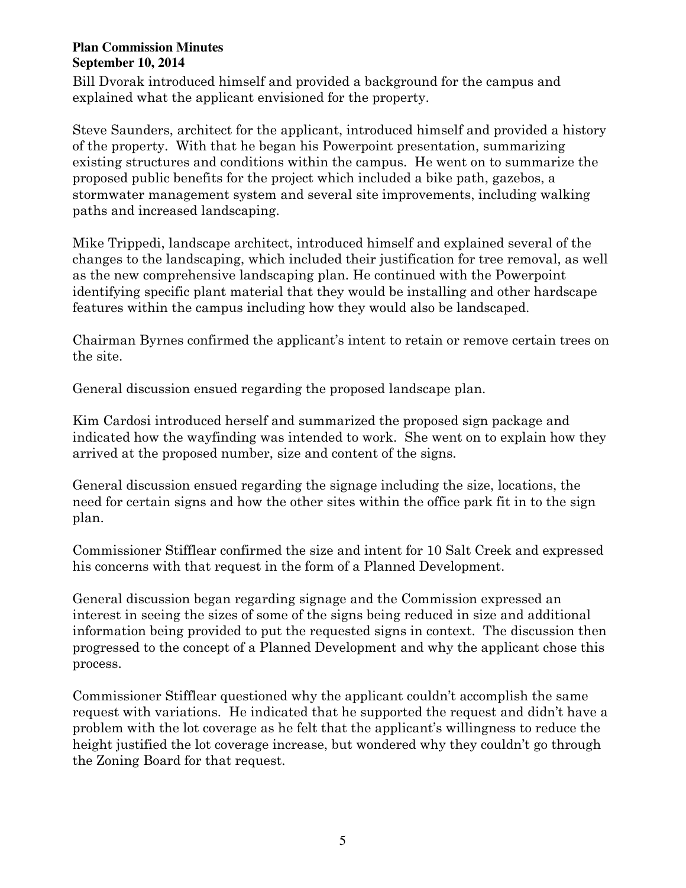Bill Dvorak introduced himself and provided a background for the campus and explained what the applicant envisioned for the property.

Steve Saunders, architect for the applicant, introduced himself and provided a history of the property. With that he began his Powerpoint presentation, summarizing existing structures and conditions within the campus. He went on to summarize the proposed public benefits for the project which included a bike path, gazebos, a stormwater management system and several site improvements, including walking paths and increased landscaping.

Mike Trippedi, landscape architect, introduced himself and explained several of the changes to the landscaping, which included their justification for tree removal, as well as the new comprehensive landscaping plan. He continued with the Powerpoint identifying specific plant material that they would be installing and other hardscape features within the campus including how they would also be landscaped.

Chairman Byrnes confirmed the applicant's intent to retain or remove certain trees on the site.

General discussion ensued regarding the proposed landscape plan.

Kim Cardosi introduced herself and summarized the proposed sign package and indicated how the wayfinding was intended to work. She went on to explain how they arrived at the proposed number, size and content of the signs.

General discussion ensued regarding the signage including the size, locations, the need for certain signs and how the other sites within the office park fit in to the sign plan.

Commissioner Stifflear confirmed the size and intent for 10 Salt Creek and expressed his concerns with that request in the form of a Planned Development.

General discussion began regarding signage and the Commission expressed an interest in seeing the sizes of some of the signs being reduced in size and additional information being provided to put the requested signs in context. The discussion then progressed to the concept of a Planned Development and why the applicant chose this process.

Commissioner Stifflear questioned why the applicant couldn't accomplish the same request with variations. He indicated that he supported the request and didn't have a problem with the lot coverage as he felt that the applicant's willingness to reduce the height justified the lot coverage increase, but wondered why they couldn't go through the Zoning Board for that request.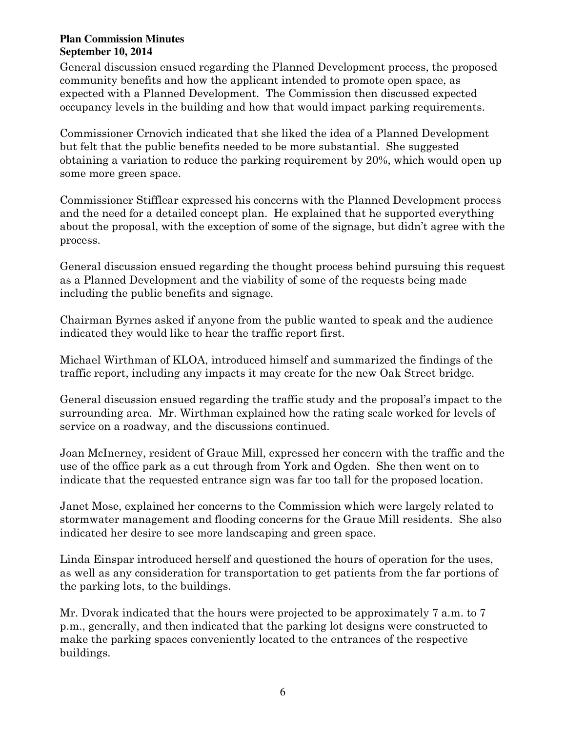General discussion ensued regarding the Planned Development process, the proposed community benefits and how the applicant intended to promote open space, as expected with a Planned Development. The Commission then discussed expected occupancy levels in the building and how that would impact parking requirements.

Commissioner Crnovich indicated that she liked the idea of a Planned Development but felt that the public benefits needed to be more substantial. She suggested obtaining a variation to reduce the parking requirement by 20%, which would open up some more green space.

Commissioner Stifflear expressed his concerns with the Planned Development process and the need for a detailed concept plan. He explained that he supported everything about the proposal, with the exception of some of the signage, but didn't agree with the process.

General discussion ensued regarding the thought process behind pursuing this request as a Planned Development and the viability of some of the requests being made including the public benefits and signage.

Chairman Byrnes asked if anyone from the public wanted to speak and the audience indicated they would like to hear the traffic report first.

Michael Wirthman of KLOA, introduced himself and summarized the findings of the traffic report, including any impacts it may create for the new Oak Street bridge.

General discussion ensued regarding the traffic study and the proposal's impact to the surrounding area. Mr. Wirthman explained how the rating scale worked for levels of service on a roadway, and the discussions continued.

Joan McInerney, resident of Graue Mill, expressed her concern with the traffic and the use of the office park as a cut through from York and Ogden. She then went on to indicate that the requested entrance sign was far too tall for the proposed location.

Janet Mose, explained her concerns to the Commission which were largely related to stormwater management and flooding concerns for the Graue Mill residents. She also indicated her desire to see more landscaping and green space.

Linda Einspar introduced herself and questioned the hours of operation for the uses, as well as any consideration for transportation to get patients from the far portions of the parking lots, to the buildings.

Mr. Dvorak indicated that the hours were projected to be approximately 7 a.m. to 7 p.m., generally, and then indicated that the parking lot designs were constructed to make the parking spaces conveniently located to the entrances of the respective buildings.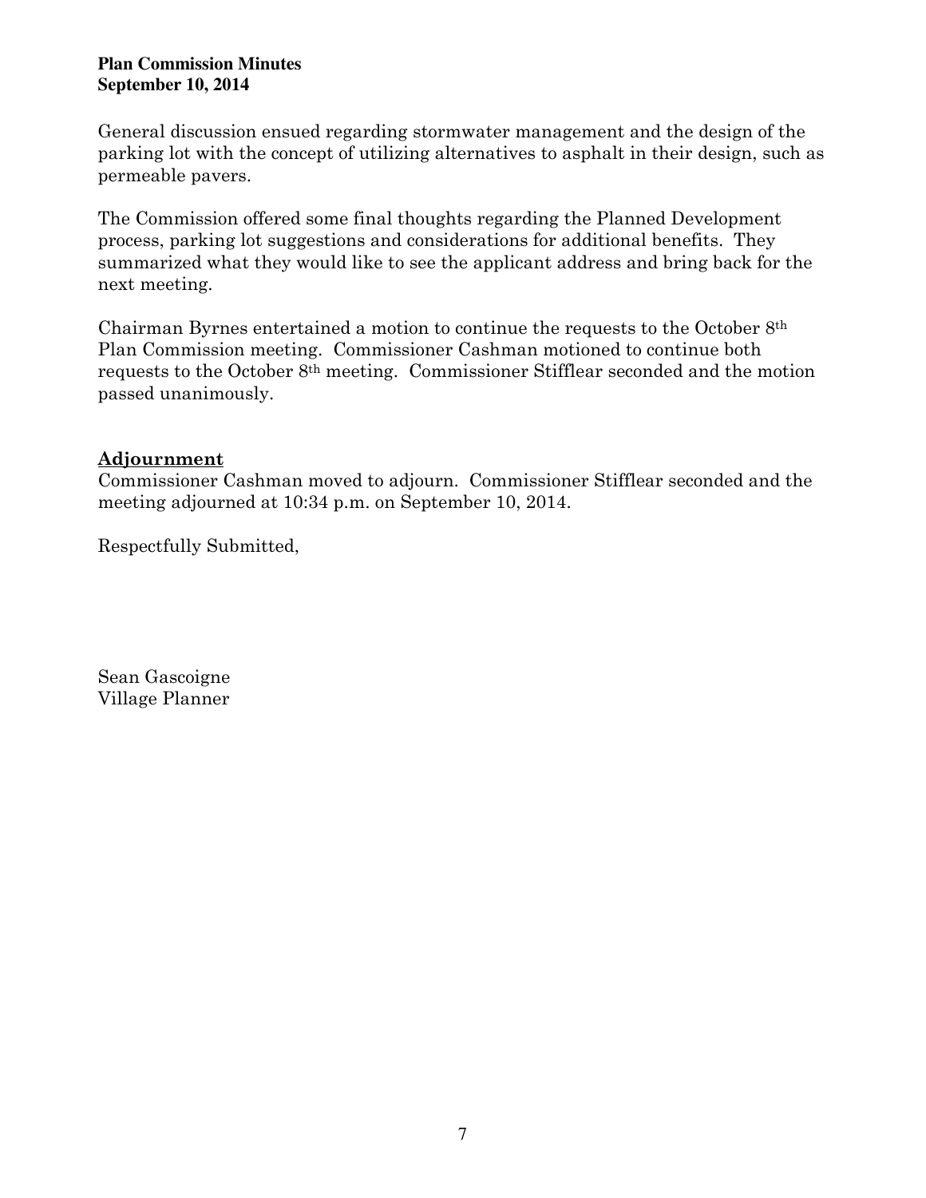General discussion ensued regarding stormwater management and the design of the parking lot with the concept of utilizing alternatives to asphalt in their design, such as permeable pavers.

The Commission offered some final thoughts regarding the Planned Development process, parking lot suggestions and considerations for additional benefits. They summarized what they would like to see the applicant address and bring back for the next meeting.

Chairman Byrnes entertained a motion to continue the requests to the October 8th Plan Commission meeting. Commissioner Cashman motioned to continue both requests to the October 8th meeting. Commissioner Stifflear seconded and the motion passed unanimously.

## Adjournment

Commissioner Cashman moved to adjourn. Commissioner Stifflear seconded and the meeting adjourned at 10:34 p.m. on September 10, 2014.

Respectfully Submitted,

Sean Gascoigne
Village Planner